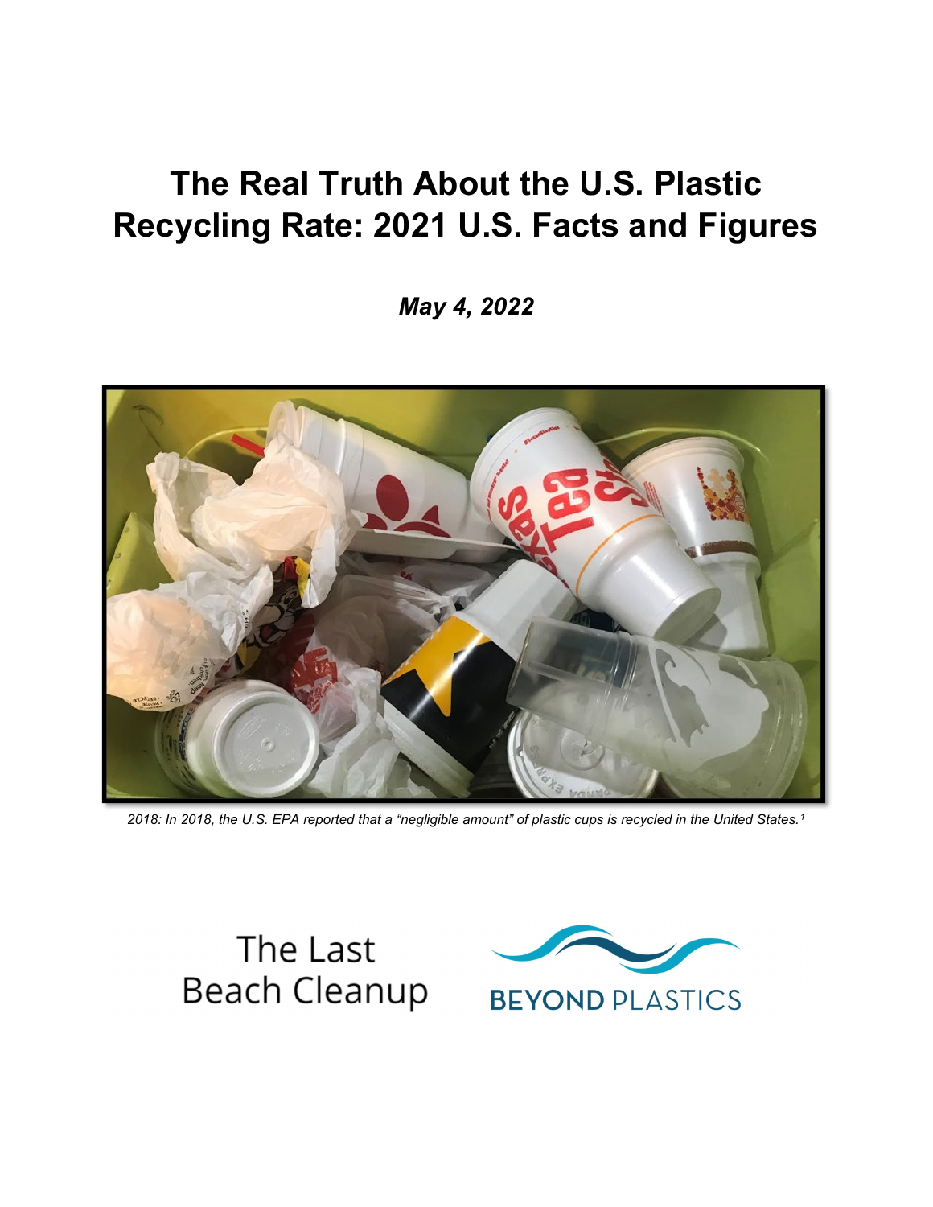# The Real Truth About the U.S. Plastic Recycling Rate: 2021 U.S. Facts and Figures

***May 4, 2022***

*2018: In 2018, the U.S. EPA reported that a "negligible amount" of plastic cups is recycled in the United States.[1]*

The Last Beach Cleanup

BEYOND PLASTICS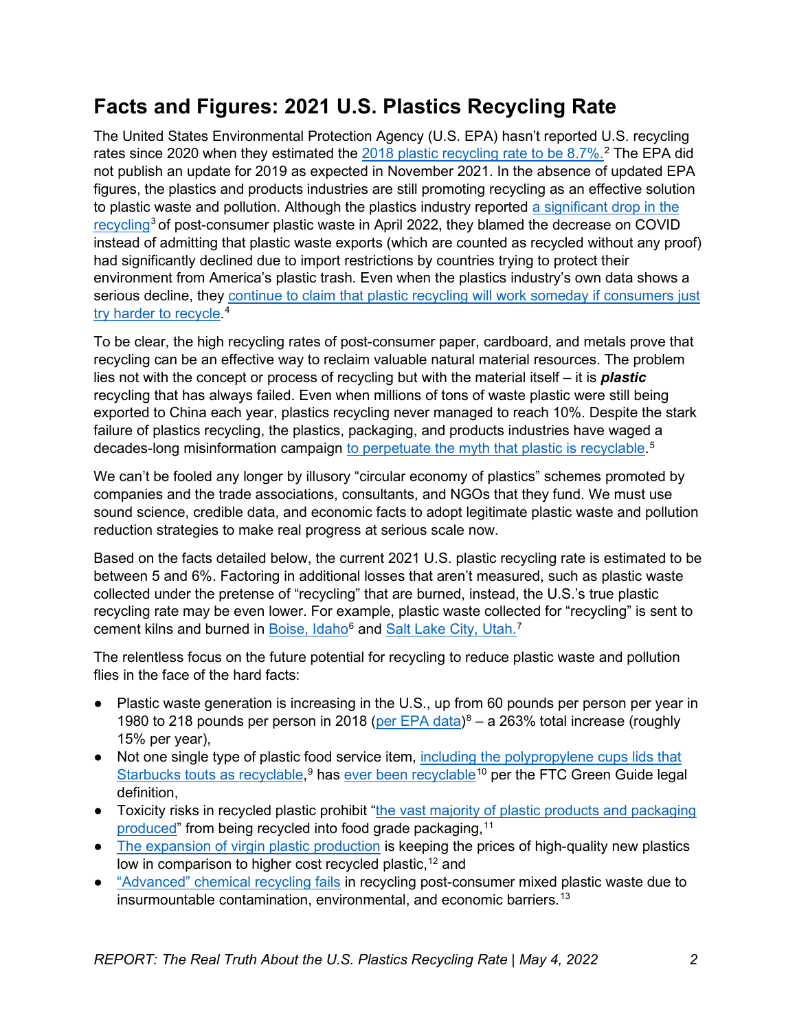## Facts and Figures: 2021 U.S. Plastics Recycling Rate

The United States Environmental Protection Agency (U.S. EPA) hasn't reported U.S. recycling rates since 2020 when they estimated the 2018 plastic recycling rate to be 8.7%.[2] The EPA did not publish an update for 2019 as expected in November 2021. In the absence of updated EPA figures, the plastics and products industries are still promoting recycling as an effective solution to plastic waste and pollution. Although the plastics industry reported a significant drop in the recycling[3] of post-consumer plastic waste in April 2022, they blamed the decrease on COVID instead of admitting that plastic waste exports (which are counted as recycled without any proof) had significantly declined due to import restrictions by countries trying to protect their environment from America's plastic trash. Even when the plastics industry's own data shows a serious decline, they continue to claim that plastic recycling will work someday if consumers just try harder to recycle.[4]

To be clear, the high recycling rates of post-consumer paper, cardboard, and metals prove that recycling can be an effective way to reclaim valuable natural material resources. The problem lies not with the concept or process of recycling but with the material itself – it is ***plastic*** recycling that has always failed. Even when millions of tons of waste plastic were still being exported to China each year, plastics recycling never managed to reach 10%. Despite the stark failure of plastics recycling, the plastics, packaging, and products industries have waged a decades-long misinformation campaign to perpetuate the myth that plastic is recyclable.[5]

We can't be fooled any longer by illusory "circular economy of plastics" schemes promoted by companies and the trade associations, consultants, and NGOs that they fund. We must use sound science, credible data, and economic facts to adopt legitimate plastic waste and pollution reduction strategies to make real progress at serious scale now.

Based on the facts detailed below, the current 2021 U.S. plastic recycling rate is estimated to be between 5 and 6%. Factoring in additional losses that aren't measured, such as plastic waste collected under the pretense of "recycling" that are burned, instead, the U.S.'s true plastic recycling rate may be even lower. For example, plastic waste collected for "recycling" is sent to cement kilns and burned in Boise, Idaho[6] and Salt Lake City, Utah.[7]

The relentless focus on the future potential for recycling to reduce plastic waste and pollution flies in the face of the hard facts:

- Plastic waste generation is increasing in the U.S., up from 60 pounds per person per year in 1980 to 218 pounds per person in 2018 (per EPA data)[8] – a 263% total increase (roughly 15% per year),
- Not one single type of plastic food service item, including the polypropylene cups lids that Starbucks touts as recyclable,[9] has ever been recyclable[10] per the FTC Green Guide legal definition,
- Toxicity risks in recycled plastic prohibit "the vast majority of plastic products and packaging produced" from being recycled into food grade packaging,[11]
- The expansion of virgin plastic production is keeping the prices of high-quality new plastics low in comparison to higher cost recycled plastic,[12] and
- "Advanced" chemical recycling fails in recycling post-consumer mixed plastic waste due to insurmountable contamination, environmental, and economic barriers.[13]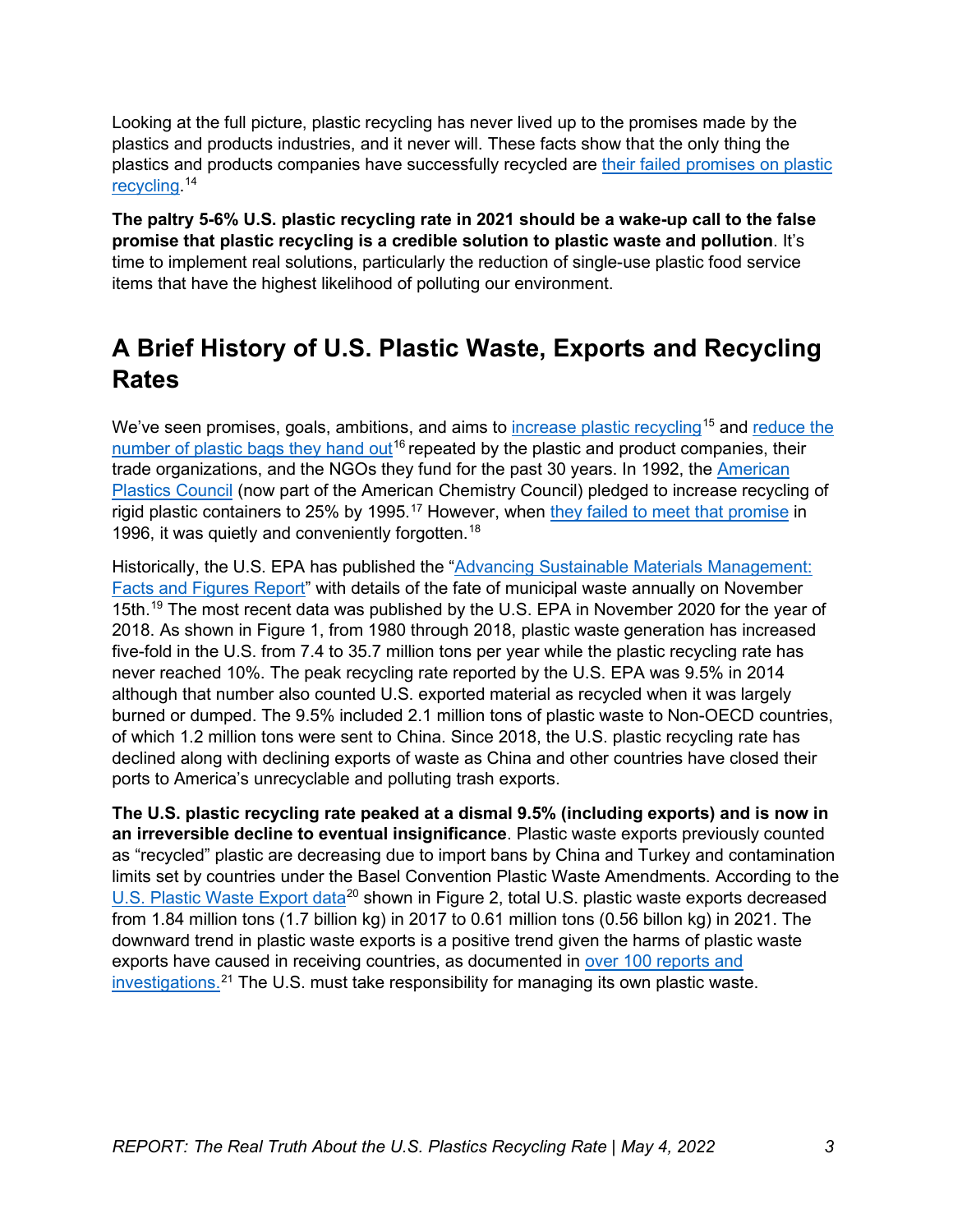Looking at the full picture, plastic recycling has never lived up to the promises made by the plastics and products industries, and it never will. These facts show that the only thing the plastics and products companies have successfully recycled are their failed promises on plastic recycling.[14]

**The paltry 5-6% U.S. plastic recycling rate in 2021 should be a wake-up call to the false promise that plastic recycling is a credible solution to plastic waste and pollution**. It's time to implement real solutions, particularly the reduction of single-use plastic food service items that have the highest likelihood of polluting our environment.

## A Brief History of U.S. Plastic Waste, Exports and Recycling Rates

We've seen promises, goals, ambitions, and aims to increase plastic recycling[15] and reduce the number of plastic bags they hand out[16] repeated by the plastic and product companies, their trade organizations, and the NGOs they fund for the past 30 years. In 1992, the American Plastics Council (now part of the American Chemistry Council) pledged to increase recycling of rigid plastic containers to 25% by 1995.[17] However, when they failed to meet that promise in 1996, it was quietly and conveniently forgotten.[18]

Historically, the U.S. EPA has published the "Advancing Sustainable Materials Management: Facts and Figures Report" with details of the fate of municipal waste annually on November 15th.[19] The most recent data was published by the U.S. EPA in November 2020 for the year of 2018. As shown in Figure 1, from 1980 through 2018, plastic waste generation has increased five-fold in the U.S. from 7.4 to 35.7 million tons per year while the plastic recycling rate has never reached 10%. The peak recycling rate reported by the U.S. EPA was 9.5% in 2014 although that number also counted U.S. exported material as recycled when it was largely burned or dumped. The 9.5% included 2.1 million tons of plastic waste to Non-OECD countries, of which 1.2 million tons were sent to China. Since 2018, the U.S. plastic recycling rate has declined along with declining exports of waste as China and other countries have closed their ports to America's unrecyclable and polluting trash exports.

**The U.S. plastic recycling rate peaked at a dismal 9.5% (including exports) and is now in an irreversible decline to eventual insignificance**. Plastic waste exports previously counted as "recycled" plastic are decreasing due to import bans by China and Turkey and contamination limits set by countries under the Basel Convention Plastic Waste Amendments. According to the U.S. Plastic Waste Export data[20] shown in Figure 2, total U.S. plastic waste exports decreased from 1.84 million tons (1.7 billion kg) in 2017 to 0.61 million tons (0.56 billon kg) in 2021. The downward trend in plastic waste exports is a positive trend given the harms of plastic waste exports have caused in receiving countries, as documented in over 100 reports and investigations.[21] The U.S. must take responsibility for managing its own plastic waste.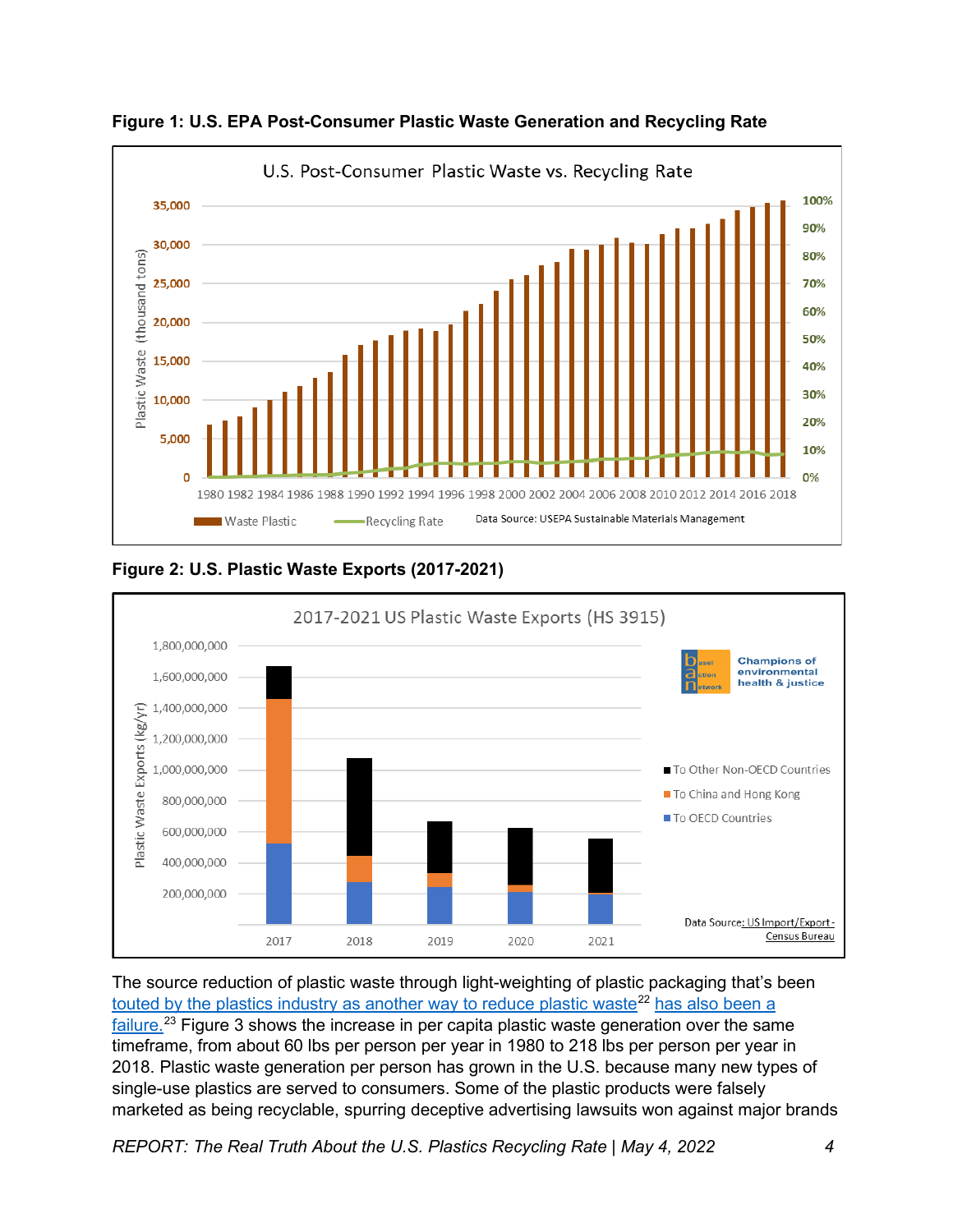**Figure 1: U.S. EPA Post-Consumer Plastic Waste Generation and Recycling Rate**

**Figure 2: U.S. Plastic Waste Exports (2017-2021)**

The source reduction of plastic waste through light-weighting of plastic packaging that's been touted by the plastics industry as another way to reduce plastic waste[22] has also been a failure.[23] Figure 3 shows the increase in per capita plastic waste generation over the same timeframe, from about 60 lbs per person per year in 1980 to 218 lbs per person per year in 2018. Plastic waste generation per person has grown in the U.S. because many new types of single-use plastics are served to consumers. Some of the plastic products were falsely marketed as being recyclable, spurring deceptive advertising lawsuits won against major brands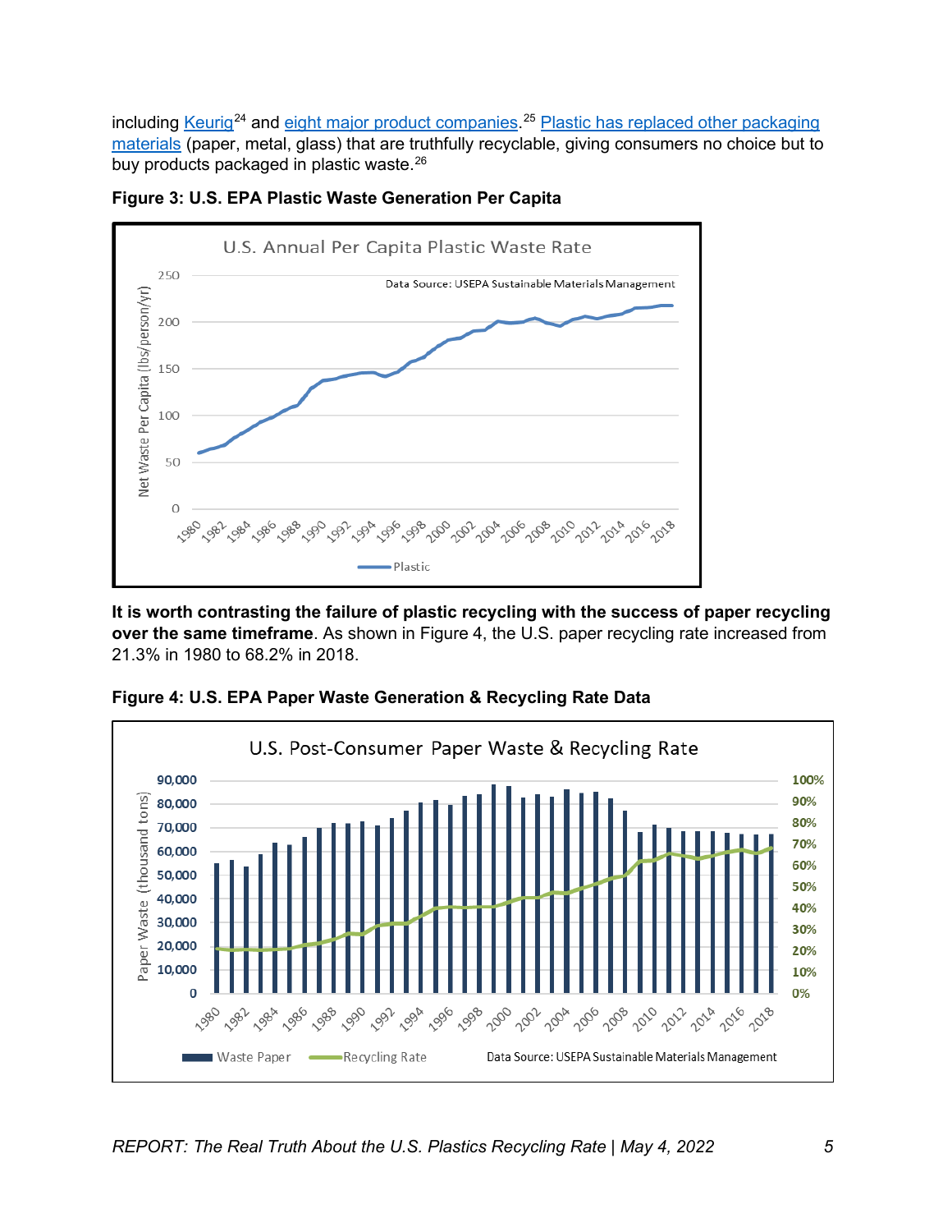including [Keurig](#)[24] and [eight major product companies](#).[25] [Plastic has replaced other packaging materials](#) (paper, metal, glass) that are truthfully recyclable, giving consumers no choice but to buy products packaged in plastic waste.[26]

**Figure 3: U.S. EPA Plastic Waste Generation Per Capita**

**It is worth contrasting the failure of plastic recycling with the success of paper recycling over the same timeframe**. As shown in Figure 4, the U.S. paper recycling rate increased from 21.3% in 1980 to 68.2% in 2018.

**Figure 4: U.S. EPA Paper Waste Generation & Recycling Rate Data**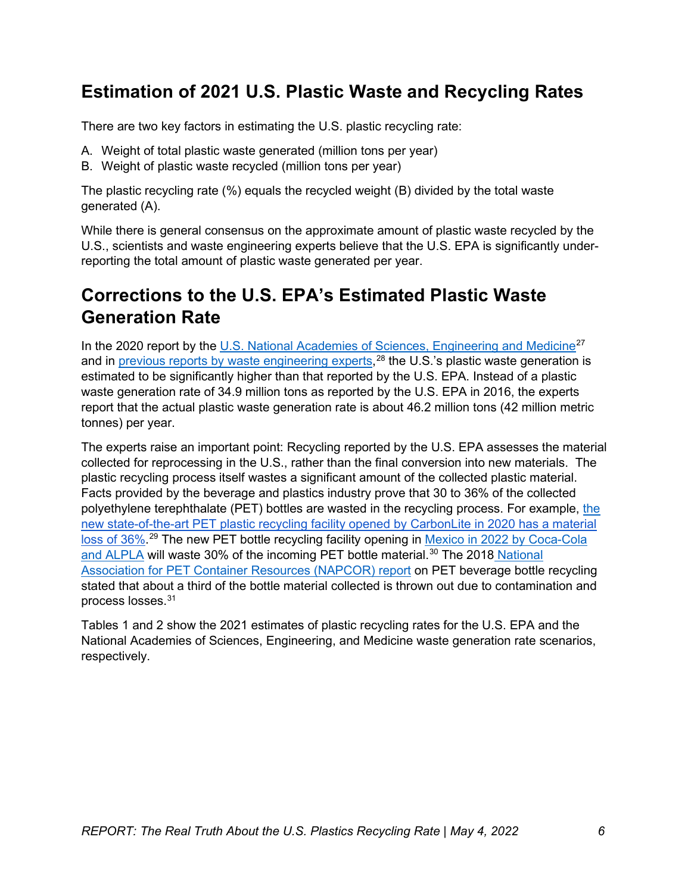## Estimation of 2021 U.S. Plastic Waste and Recycling Rates

There are two key factors in estimating the U.S. plastic recycling rate:

A. Weight of total plastic waste generated (million tons per year)
B. Weight of plastic waste recycled (million tons per year)

The plastic recycling rate (%) equals the recycled weight (B) divided by the total waste generated (A).

While there is general consensus on the approximate amount of plastic waste recycled by the U.S., scientists and waste engineering experts believe that the U.S. EPA is significantly under-reporting the total amount of plastic waste generated per year.

## Corrections to the U.S. EPA's Estimated Plastic Waste Generation Rate

In the 2020 report by the U.S. National Academies of Sciences, Engineering and Medicine[27] and in previous reports by waste engineering experts,[28] the U.S.'s plastic waste generation is estimated to be significantly higher than that reported by the U.S. EPA. Instead of a plastic waste generation rate of 34.9 million tons as reported by the U.S. EPA in 2016, the experts report that the actual plastic waste generation rate is about 46.2 million tons (42 million metric tonnes) per year.

The experts raise an important point: Recycling reported by the U.S. EPA assesses the material collected for reprocessing in the U.S., rather than the final conversion into new materials. The plastic recycling process itself wastes a significant amount of the collected plastic material. Facts provided by the beverage and plastics industry prove that 30 to 36% of the collected polyethylene terephthalate (PET) bottles are wasted in the recycling process. For example, the new state-of-the-art PET plastic recycling facility opened by CarbonLite in 2020 has a material loss of 36%.[29] The new PET bottle recycling facility opening in Mexico in 2022 by Coca-Cola and ALPLA will waste 30% of the incoming PET bottle material.[30] The 2018 National Association for PET Container Resources (NAPCOR) report on PET beverage bottle recycling stated that about a third of the bottle material collected is thrown out due to contamination and process losses.[31]

Tables 1 and 2 show the 2021 estimates of plastic recycling rates for the U.S. EPA and the National Academies of Sciences, Engineering, and Medicine waste generation rate scenarios, respectively.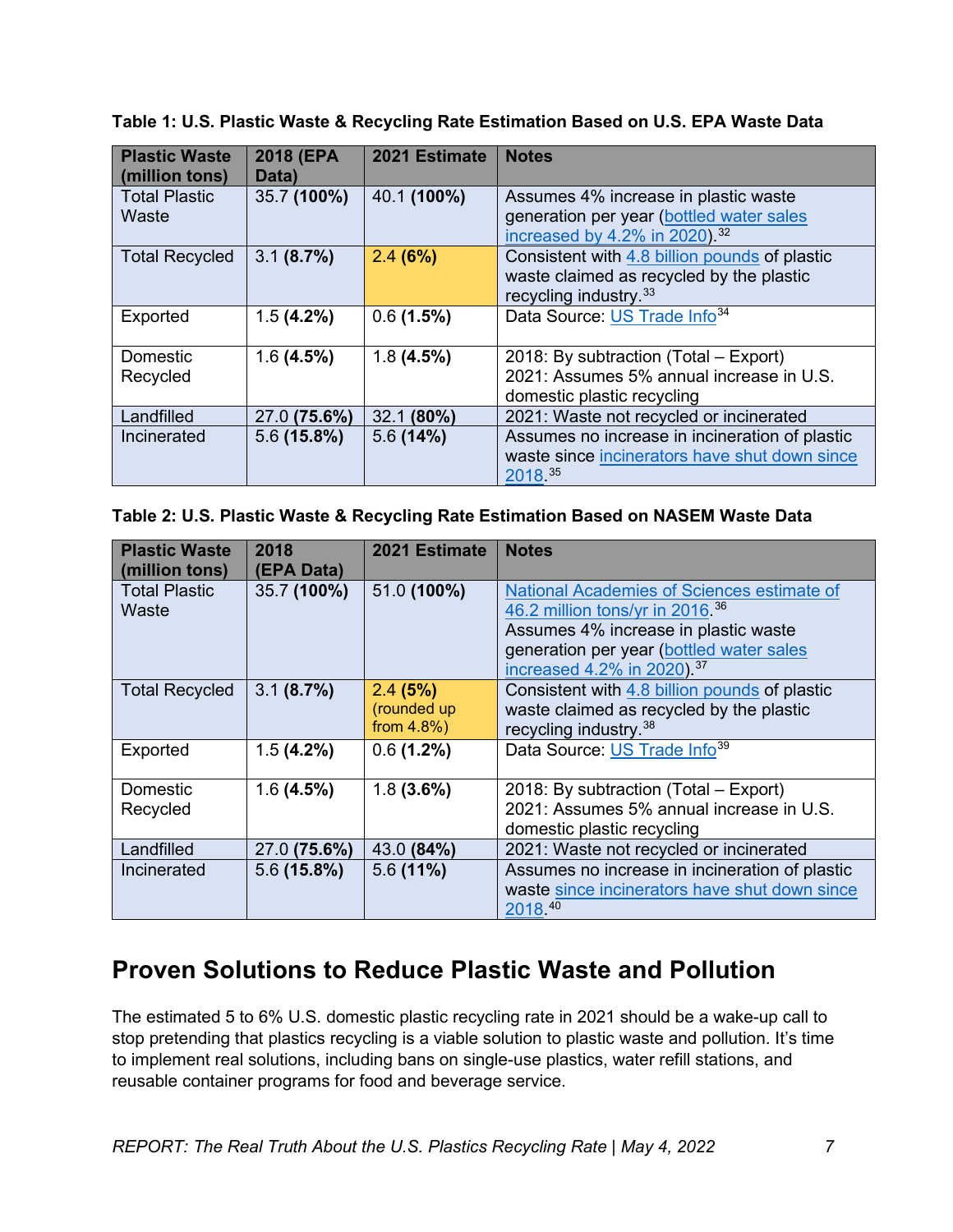**Table 1: U.S. Plastic Waste & Recycling Rate Estimation Based on U.S. EPA Waste Data**

| Plastic Waste (million tons) | 2018 (EPA Data) | 2021 Estimate | Notes |
|---|---|---|---|
| Total Plastic Waste | 35.7 **(100%)** | 40.1 **(100%)** | Assumes 4% increase in plastic waste generation per year (bottled water sales increased by 4.2% in 2020).[32] |
| Total Recycled | 3.1 **(8.7%)** | 2.4 **(6%)** | Consistent with 4.8 billion pounds of plastic waste claimed as recycled by the plastic recycling industry.[33] |
| Exported | 1.5 **(4.2%)** | 0.6 **(1.5%)** | Data Source: US Trade Info[34] |
| Domestic Recycled | 1.6 **(4.5%)** | 1.8 **(4.5%)** | 2018: By subtraction (Total – Export) 2021: Assumes 5% annual increase in U.S. domestic plastic recycling |
| Landfilled | 27.0 **(75.6%)** | 32.1 **(80%)** | 2021: Waste not recycled or incinerated |
| Incinerated | 5.6 **(15.8%)** | 5.6 **(14%)** | Assumes no increase in incineration of plastic waste since incinerators have shut down since 2018.[35] |

**Table 2: U.S. Plastic Waste & Recycling Rate Estimation Based on NASEM Waste Data**

| Plastic Waste (million tons) | 2018 (EPA Data) | 2021 Estimate | Notes |
|---|---|---|---|
| Total Plastic Waste | 35.7 **(100%)** | 51.0 **(100%)** | National Academies of Sciences estimate of 46.2 million tons/yr in 2016.[36] Assumes 4% increase in plastic waste generation per year (bottled water sales increased 4.2% in 2020).[37] |
| Total Recycled | 3.1 **(8.7%)** | 2.4 **(5%)** (rounded up from 4.8%) | Consistent with 4.8 billion pounds of plastic waste claimed as recycled by the plastic recycling industry.[38] |
| Exported | 1.5 **(4.2%)** | 0.6 **(1.2%)** | Data Source: US Trade Info[39] |
| Domestic Recycled | 1.6 **(4.5%)** | 1.8 **(3.6%)** | 2018: By subtraction (Total – Export) 2021: Assumes 5% annual increase in U.S. domestic plastic recycling |
| Landfilled | 27.0 **(75.6%)** | 43.0 **(84%)** | 2021: Waste not recycled or incinerated |
| Incinerated | 5.6 **(15.8%)** | 5.6 **(11%)** | Assumes no increase in incineration of plastic waste since incinerators have shut down since 2018.[40] |

## Proven Solutions to Reduce Plastic Waste and Pollution

The estimated 5 to 6% U.S. domestic plastic recycling rate in 2021 should be a wake-up call to stop pretending that plastics recycling is a viable solution to plastic waste and pollution. It's time to implement real solutions, including bans on single-use plastics, water refill stations, and reusable container programs for food and beverage service.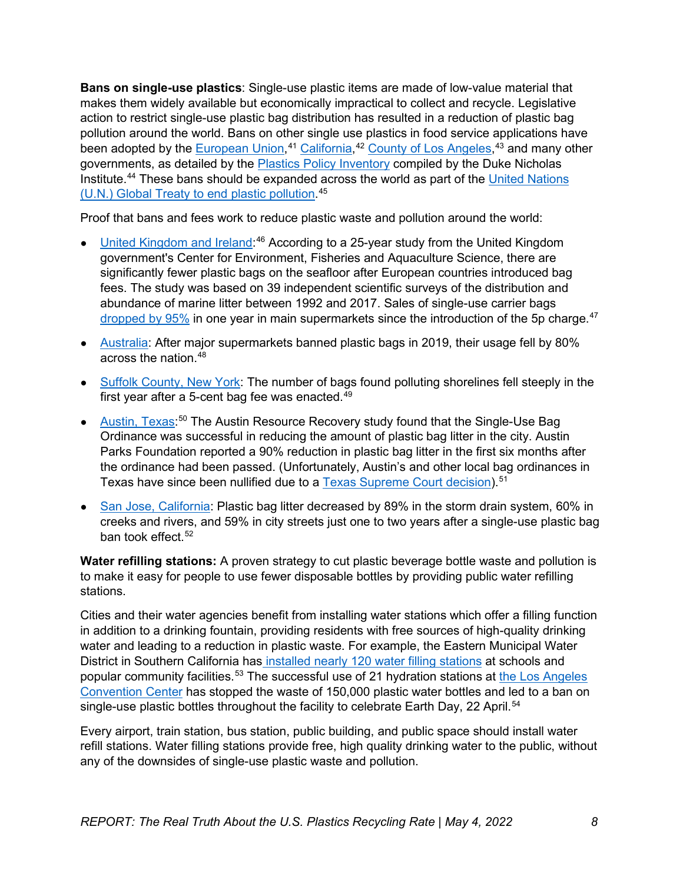**Bans on single-use plastics**: Single-use plastic items are made of low-value material that makes them widely available but economically impractical to collect and recycle. Legislative action to restrict single-use plastic bag distribution has resulted in a reduction of plastic bag pollution around the world. Bans on other single use plastics in food service applications have been adopted by the European Union,[41] California,[42] County of Los Angeles,[43] and many other governments, as detailed by the Plastics Policy Inventory compiled by the Duke Nicholas Institute.[44] These bans should be expanded across the world as part of the United Nations (U.N.) Global Treaty to end plastic pollution.[45]

Proof that bans and fees work to reduce plastic waste and pollution around the world:

- United Kingdom and Ireland:[46] According to a 25-year study from the United Kingdom government's Center for Environment, Fisheries and Aquaculture Science, there are significantly fewer plastic bags on the seafloor after European countries introduced bag fees. The study was based on 39 independent scientific surveys of the distribution and abundance of marine litter between 1992 and 2017. Sales of single-use carrier bags dropped by 95% in one year in main supermarkets since the introduction of the 5p charge.[47]
- Australia: After major supermarkets banned plastic bags in 2019, their usage fell by 80% across the nation.[48]
- Suffolk County, New York: The number of bags found polluting shorelines fell steeply in the first year after a 5-cent bag fee was enacted.[49]
- Austin, Texas:[50] The Austin Resource Recovery study found that the Single-Use Bag Ordinance was successful in reducing the amount of plastic bag litter in the city. Austin Parks Foundation reported a 90% reduction in plastic bag litter in the first six months after the ordinance had been passed. (Unfortunately, Austin's and other local bag ordinances in Texas have since been nullified due to a Texas Supreme Court decision).[51]
- San Jose, California: Plastic bag litter decreased by 89% in the storm drain system, 60% in creeks and rivers, and 59% in city streets just one to two years after a single-use plastic bag ban took effect.[52]

**Water refilling stations:** A proven strategy to cut plastic beverage bottle waste and pollution is to make it easy for people to use fewer disposable bottles by providing public water refilling stations.

Cities and their water agencies benefit from installing water stations which offer a filling function in addition to a drinking fountain, providing residents with free sources of high-quality drinking water and leading to a reduction in plastic waste. For example, the Eastern Municipal Water District in Southern California has installed nearly 120 water filling stations at schools and popular community facilities.[53] The successful use of 21 hydration stations at the Los Angeles Convention Center has stopped the waste of 150,000 plastic water bottles and led to a ban on single-use plastic bottles throughout the facility to celebrate Earth Day, 22 April.[54]

Every airport, train station, bus station, public building, and public space should install water refill stations. Water filling stations provide free, high quality drinking water to the public, without any of the downsides of single-use plastic waste and pollution.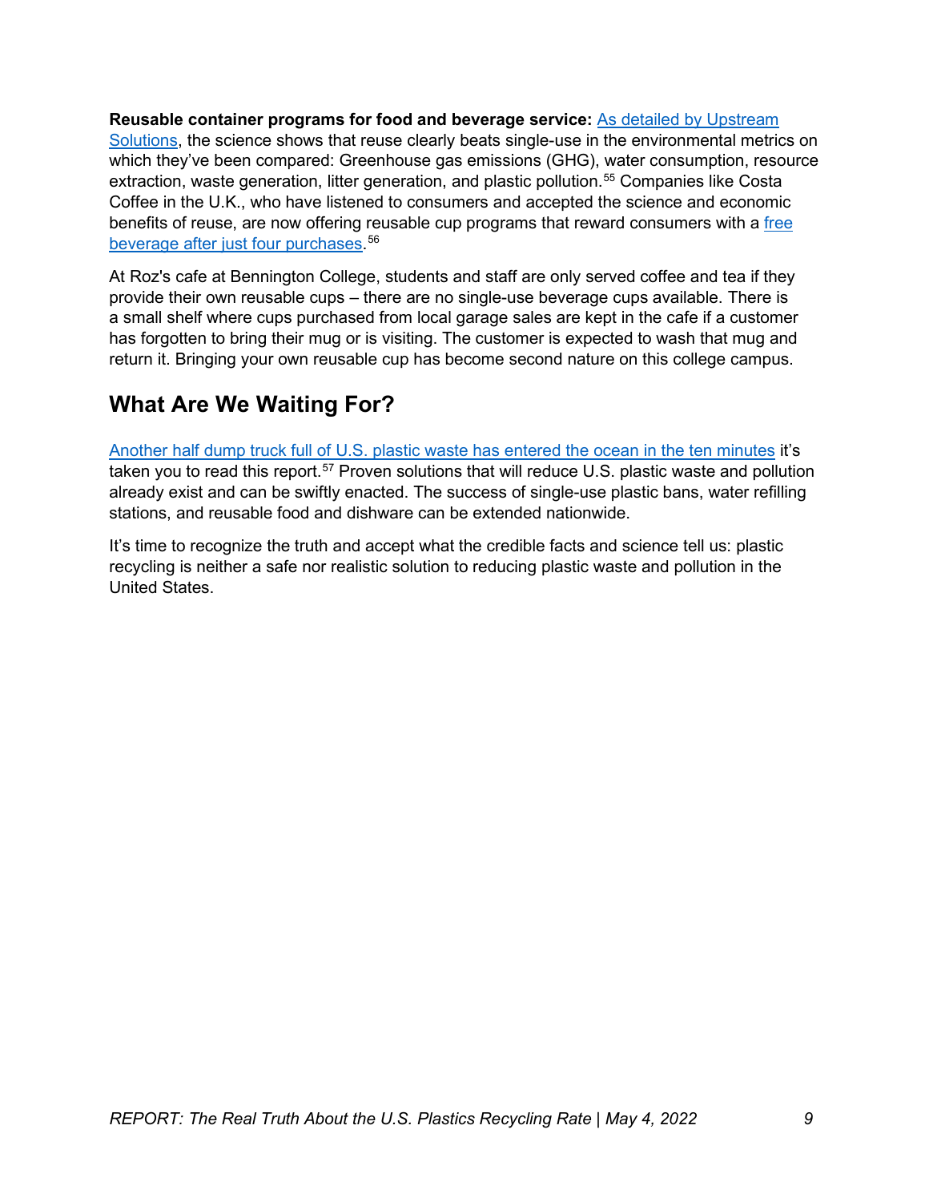**Reusable container programs for food and beverage service:** As detailed by Upstream Solutions, the science shows that reuse clearly beats single-use in the environmental metrics on which they've been compared: Greenhouse gas emissions (GHG), water consumption, resource extraction, waste generation, litter generation, and plastic pollution.[55] Companies like Costa Coffee in the U.K., who have listened to consumers and accepted the science and economic benefits of reuse, are now offering reusable cup programs that reward consumers with a free beverage after just four purchases.[56]

At Roz's cafe at Bennington College, students and staff are only served coffee and tea if they provide their own reusable cups – there are no single-use beverage cups available. There is a small shelf where cups purchased from local garage sales are kept in the cafe if a customer has forgotten to bring their mug or is visiting. The customer is expected to wash that mug and return it. Bringing your own reusable cup has become second nature on this college campus.

## What Are We Waiting For?

Another half dump truck full of U.S. plastic waste has entered the ocean in the ten minutes it's taken you to read this report.[57] Proven solutions that will reduce U.S. plastic waste and pollution already exist and can be swiftly enacted. The success of single-use plastic bans, water refilling stations, and reusable food and dishware can be extended nationwide.

It's time to recognize the truth and accept what the credible facts and science tell us: plastic recycling is neither a safe nor realistic solution to reducing plastic waste and pollution in the United States.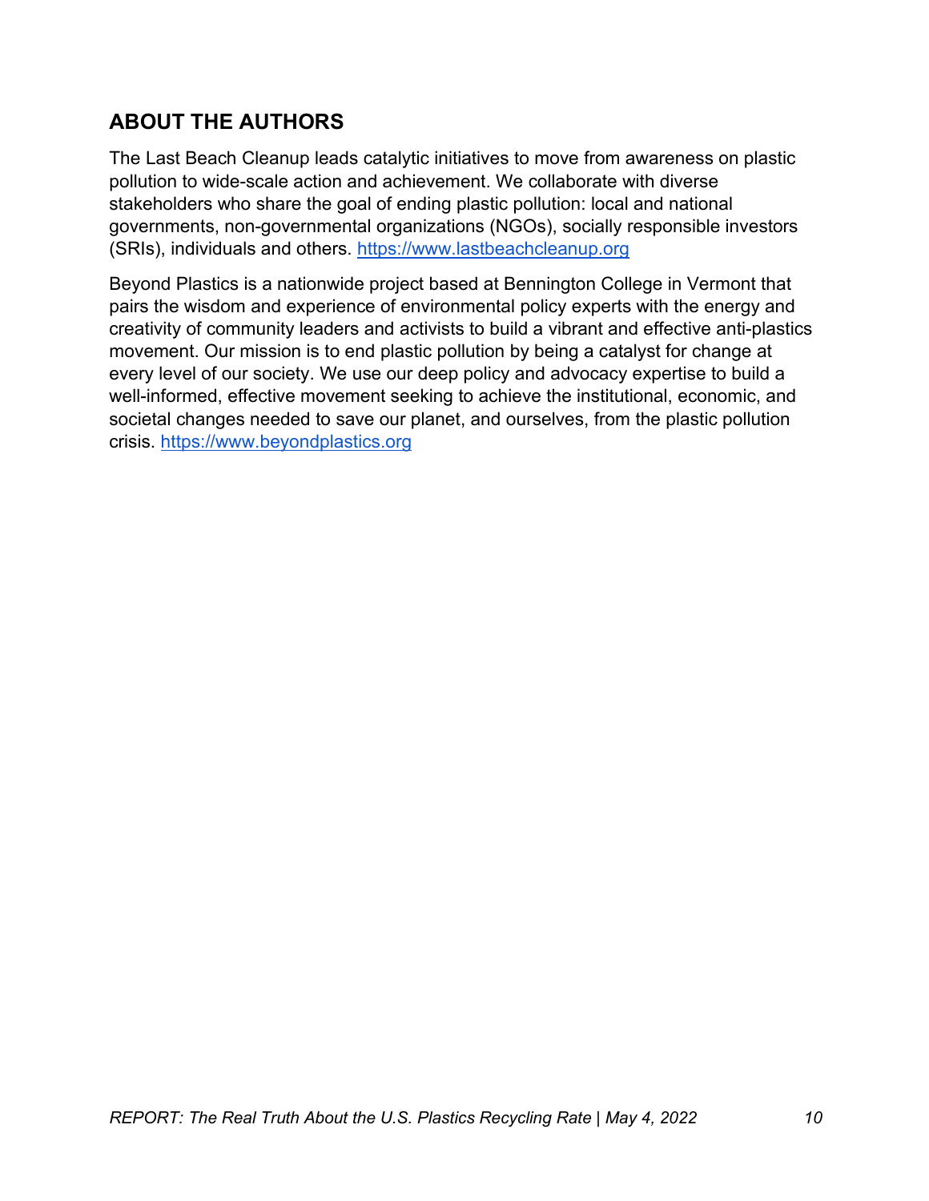## ABOUT THE AUTHORS

The Last Beach Cleanup leads catalytic initiatives to move from awareness on plastic pollution to wide-scale action and achievement. We collaborate with diverse stakeholders who share the goal of ending plastic pollution: local and national governments, non-governmental organizations (NGOs), socially responsible investors (SRIs), individuals and others. https://www.lastbeachcleanup.org

Beyond Plastics is a nationwide project based at Bennington College in Vermont that pairs the wisdom and experience of environmental policy experts with the energy and creativity of community leaders and activists to build a vibrant and effective anti-plastics movement. Our mission is to end plastic pollution by being a catalyst for change at every level of our society. We use our deep policy and advocacy expertise to build a well-informed, effective movement seeking to achieve the institutional, economic, and societal changes needed to save our planet, and ourselves, from the plastic pollution crisis. https://www.beyondplastics.org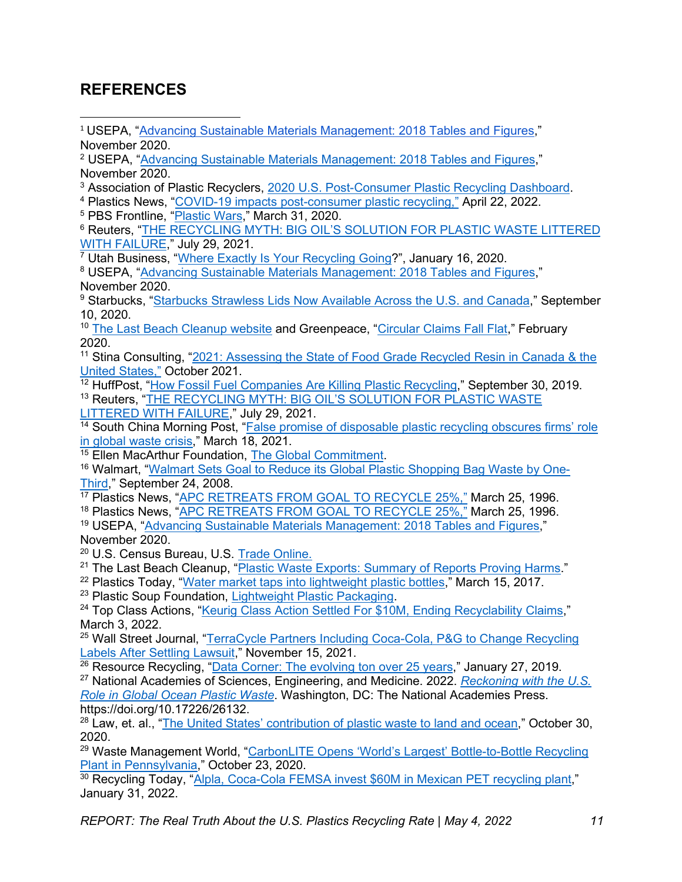## REFERENCES

[1] USEPA, "Advancing Sustainable Materials Management: 2018 Tables and Figures," November 2020.
[2] USEPA, "Advancing Sustainable Materials Management: 2018 Tables and Figures," November 2020.
[3] Association of Plastic Recyclers, 2020 U.S. Post-Consumer Plastic Recycling Dashboard.
[4] Plastics News, "COVID-19 impacts post-consumer plastic recycling," April 22, 2022.
[5] PBS Frontline, "Plastic Wars," March 31, 2020.
[6] Reuters, "THE RECYCLING MYTH: BIG OIL'S SOLUTION FOR PLASTIC WASTE LITTERED WITH FAILURE," July 29, 2021.
[7] Utah Business, "Where Exactly Is Your Recycling Going?", January 16, 2020.
[8] USEPA, "Advancing Sustainable Materials Management: 2018 Tables and Figures," November 2020.
[9] Starbucks, "Starbucks Strawless Lids Now Available Across the U.S. and Canada," September 10, 2020.
[10] The Last Beach Cleanup website and Greenpeace, "Circular Claims Fall Flat," February 2020.
[11] Stina Consulting, "2021: Assessing the State of Food Grade Recycled Resin in Canada & the United States," October 2021.
[12] HuffPost, "How Fossil Fuel Companies Are Killing Plastic Recycling," September 30, 2019.
[13] Reuters, "THE RECYCLING MYTH: BIG OIL'S SOLUTION FOR PLASTIC WASTE LITTERED WITH FAILURE," July 29, 2021.
[14] South China Morning Post, "False promise of disposable plastic recycling obscures firms' role in global waste crisis," March 18, 2021.
[15] Ellen MacArthur Foundation, The Global Commitment.
[16] Walmart, "Walmart Sets Goal to Reduce its Global Plastic Shopping Bag Waste by One-Third," September 24, 2008.
[17] Plastics News, "APC RETREATS FROM GOAL TO RECYCLE 25%," March 25, 1996.
[18] Plastics News, "APC RETREATS FROM GOAL TO RECYCLE 25%," March 25, 1996.
[19] USEPA, "Advancing Sustainable Materials Management: 2018 Tables and Figures," November 2020.
[20] U.S. Census Bureau, U.S. Trade Online.
[21] The Last Beach Cleanup, "Plastic Waste Exports: Summary of Reports Proving Harms."
[22] Plastics Today, "Water market taps into lightweight plastic bottles," March 15, 2017.
[23] Plastic Soup Foundation, Lightweight Plastic Packaging.
[24] Top Class Actions, "Keurig Class Action Settled For $10M, Ending Recyclability Claims," March 3, 2022.
[25] Wall Street Journal, "TerraCycle Partners Including Coca-Cola, P&G to Change Recycling Labels After Settling Lawsuit," November 15, 2021.
[26] Resource Recycling, "Data Corner: The evolving ton over 25 years," January 27, 2019.
[27] National Academies of Sciences, Engineering, and Medicine. 2022. *Reckoning with the U.S. Role in Global Ocean Plastic Waste*. Washington, DC: The National Academies Press. https://doi.org/10.17226/26132.
[28] Law, et. al., "The United States' contribution of plastic waste to land and ocean," October 30, 2020.
[29] Waste Management World, "CarbonLITE Opens 'World's Largest' Bottle-to-Bottle Recycling Plant in Pennsylvania," October 23, 2020.
[30] Recycling Today, "Alpla, Coca-Cola FEMSA invest $60M in Mexican PET recycling plant," January 31, 2022.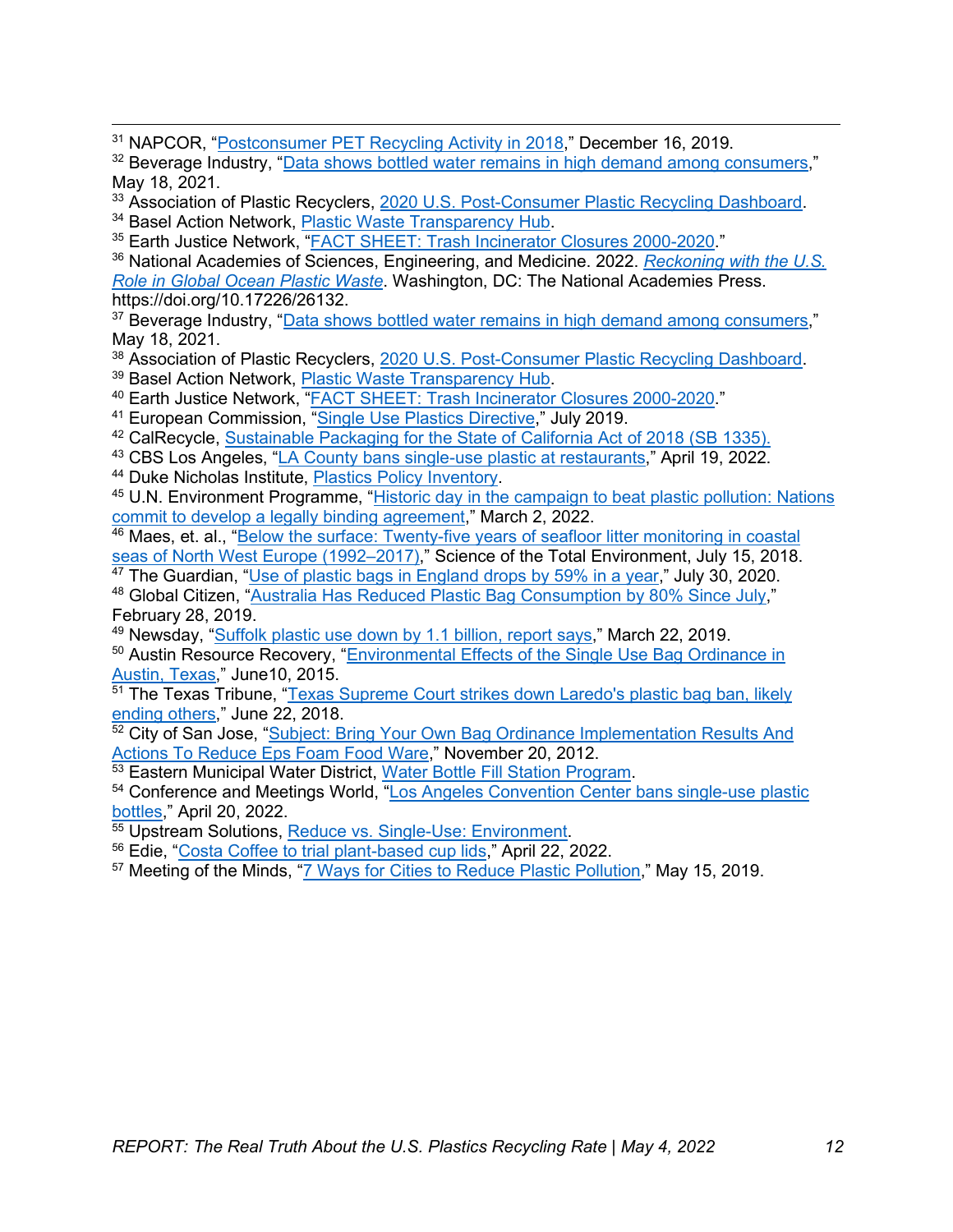[31] NAPCOR, "Postconsumer PET Recycling Activity in 2018," December 16, 2019.

[32] Beverage Industry, "Data shows bottled water remains in high demand among consumers," May 18, 2021.

[33] Association of Plastic Recyclers, 2020 U.S. Post-Consumer Plastic Recycling Dashboard.

[34] Basel Action Network, Plastic Waste Transparency Hub.

[35] Earth Justice Network, "FACT SHEET: Trash Incinerator Closures 2000-2020."

[36] National Academies of Sciences, Engineering, and Medicine. 2022. *Reckoning with the U.S. Role in Global Ocean Plastic Waste*. Washington, DC: The National Academies Press. https://doi.org/10.17226/26132.

[37] Beverage Industry, "Data shows bottled water remains in high demand among consumers," May 18, 2021.

[38] Association of Plastic Recyclers, 2020 U.S. Post-Consumer Plastic Recycling Dashboard.

[39] Basel Action Network, Plastic Waste Transparency Hub.

[40] Earth Justice Network, "FACT SHEET: Trash Incinerator Closures 2000-2020."

[41] European Commission, "Single Use Plastics Directive," July 2019.

[42] CalRecycle, Sustainable Packaging for the State of California Act of 2018 (SB 1335).

[43] CBS Los Angeles, "LA County bans single-use plastic at restaurants," April 19, 2022.

[44] Duke Nicholas Institute, Plastics Policy Inventory.

[45] U.N. Environment Programme, "Historic day in the campaign to beat plastic pollution: Nations commit to develop a legally binding agreement," March 2, 2022.

[46] Maes, et. al., "Below the surface: Twenty-five years of seafloor litter monitoring in coastal seas of North West Europe (1992–2017)," Science of the Total Environment, July 15, 2018.

[47] The Guardian, "Use of plastic bags in England drops by 59% in a year," July 30, 2020.

[48] Global Citizen, "Australia Has Reduced Plastic Bag Consumption by 80% Since July," February 28, 2019.

[49] Newsday, "Suffolk plastic use down by 1.1 billion, report says," March 22, 2019.

[50] Austin Resource Recovery, "Environmental Effects of the Single Use Bag Ordinance in Austin, Texas," June10, 2015.

[51] The Texas Tribune, "Texas Supreme Court strikes down Laredo's plastic bag ban, likely ending others," June 22, 2018.

[52] City of San Jose, "Subject: Bring Your Own Bag Ordinance Implementation Results And Actions To Reduce Eps Foam Food Ware," November 20, 2012.

[53] Eastern Municipal Water District, Water Bottle Fill Station Program.

[54] Conference and Meetings World, "Los Angeles Convention Center bans single-use plastic bottles," April 20, 2022.

[55] Upstream Solutions, Reduce vs. Single-Use: Environment.

[56] Edie, "Costa Coffee to trial plant-based cup lids," April 22, 2022.

[57] Meeting of the Minds, "7 Ways for Cities to Reduce Plastic Pollution," May 15, 2019.